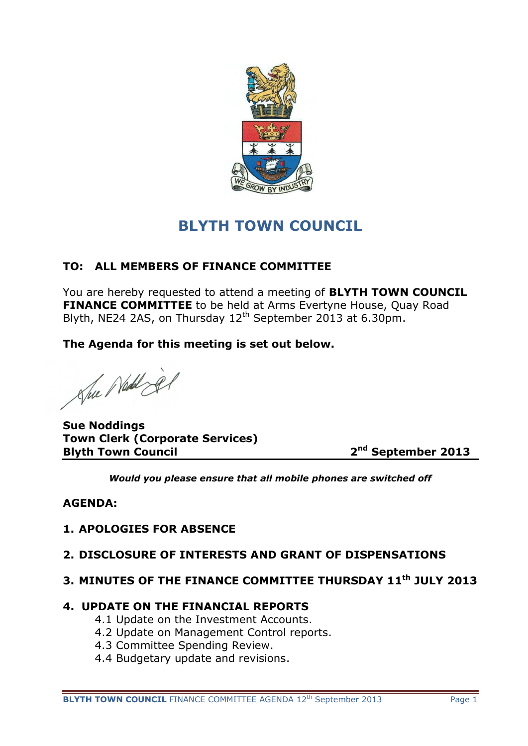# BLYTH TOWN COUNCIL

**TO: ALL MEMBERS OF FINANCE COMMITTEE**

You are hereby requested to attend a meeting of **BLYTH TOWN COUNCIL FINANCE COMMITTEE** to be held at Arms Evertyne House, Quay Road Blyth, NE24 2AS, on Thursday 12th September 2013 at 6.30pm.

**The Agenda for this meeting is set out below.**

**Sue Noddings**
**Town Clerk (Corporate Services)**
**Blyth Town Council** **2nd September 2013**

***Would you please ensure that all mobile phones are switched off***

**AGENDA:**

**1. APOLOGIES FOR ABSENCE**

**2. DISCLOSURE OF INTERESTS AND GRANT OF DISPENSATIONS**

**3. MINUTES OF THE FINANCE COMMITTEE THURSDAY 11th JULY 2013**

**4. UPDATE ON THE FINANCIAL REPORTS**

4.1 Update on the Investment Accounts.
4.2 Update on Management Control reports.
4.3 Committee Spending Review.
4.4 Budgetary update and revisions.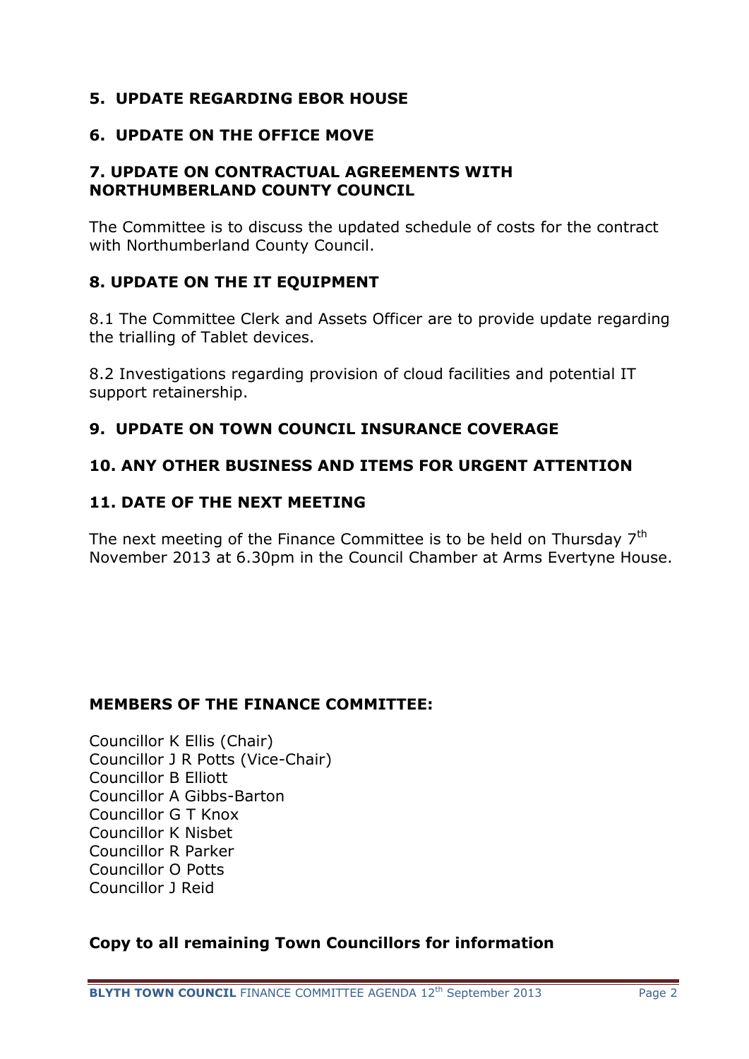## 5. UPDATE REGARDING EBOR HOUSE

## 6. UPDATE ON THE OFFICE MOVE

## 7. UPDATE ON CONTRACTUAL AGREEMENTS WITH NORTHUMBERLAND COUNTY COUNCIL

The Committee is to discuss the updated schedule of costs for the contract with Northumberland County Council.

## 8. UPDATE ON THE IT EQUIPMENT

8.1 The Committee Clerk and Assets Officer are to provide update regarding the trialling of Tablet devices.

8.2 Investigations regarding provision of cloud facilities and potential IT support retainership.

## 9. UPDATE ON TOWN COUNCIL INSURANCE COVERAGE

## 10. ANY OTHER BUSINESS AND ITEMS FOR URGENT ATTENTION

## 11. DATE OF THE NEXT MEETING

The next meeting of the Finance Committee is to be held on Thursday 7th November 2013 at 6.30pm in the Council Chamber at Arms Evertyne House.

**MEMBERS OF THE FINANCE COMMITTEE:**

Councillor K Ellis (Chair)
Councillor J R Potts (Vice-Chair)
Councillor B Elliott
Councillor A Gibbs-Barton
Councillor G T Knox
Councillor K Nisbet
Councillor R Parker
Councillor O Potts
Councillor J Reid

**Copy to all remaining Town Councillors for information**